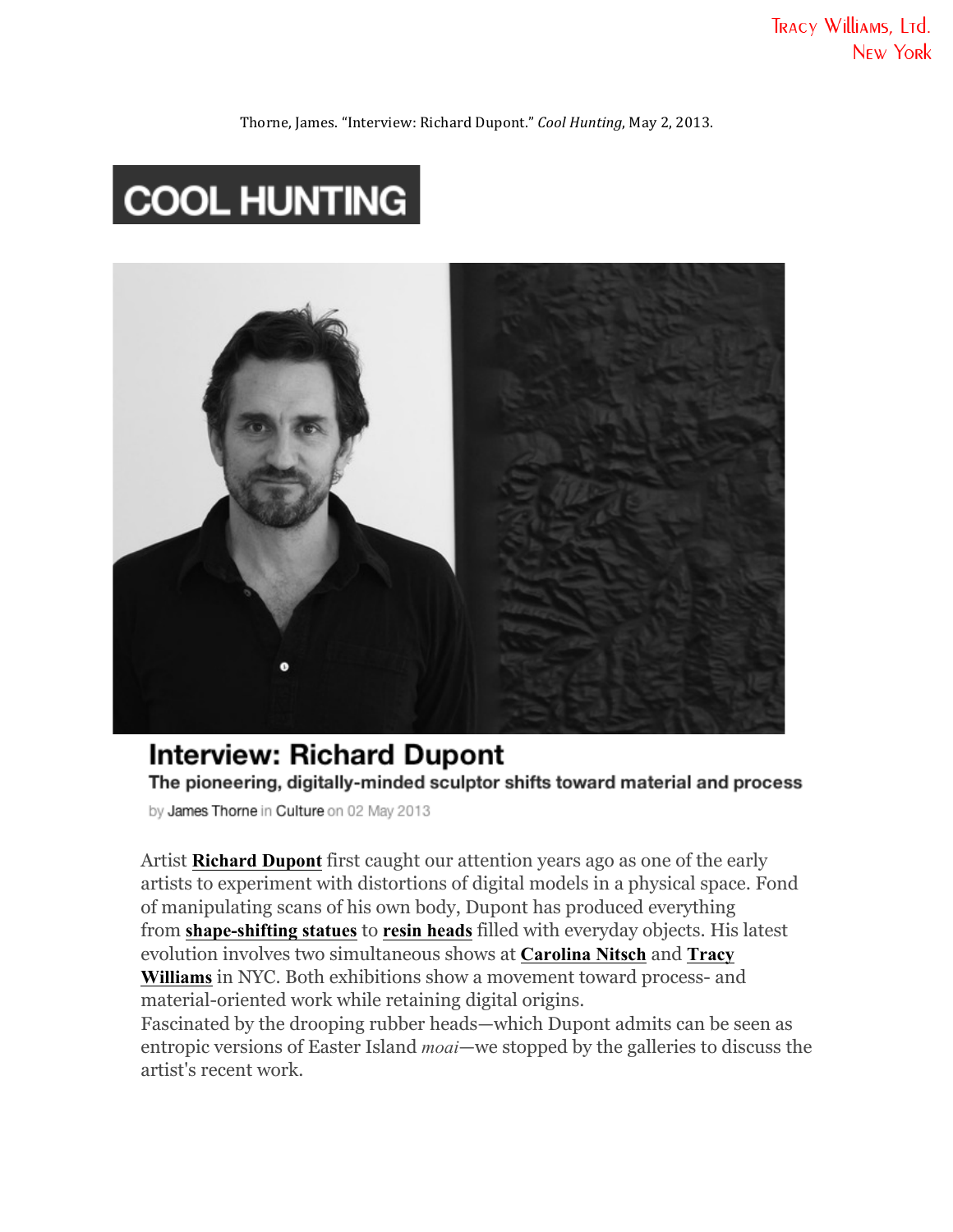Tracy Williams, Ltd.
New York

Thorne, James. "Interview: Richard Dupont." *Cool Hunting*, May 2, 2013.

COOL HUNTING

# Interview: Richard Dupont

**The pioneering, digitally-minded sculptor shifts toward material and process**

by James Thorne in Culture on 02 May 2013

Artist **Richard Dupont** first caught our attention years ago as one of the early artists to experiment with distortions of digital models in a physical space. Fond of manipulating scans of his own body, Dupont has produced everything from **shape-shifting statues** to **resin heads** filled with everyday objects. His latest evolution involves two simultaneous shows at **Carolina Nitsch** and **Tracy Williams** in NYC. Both exhibitions show a movement toward process- and material-oriented work while retaining digital origins.

Fascinated by the drooping rubber heads—which Dupont admits can be seen as entropic versions of Easter Island *moai*—we stopped by the galleries to discuss the artist's recent work.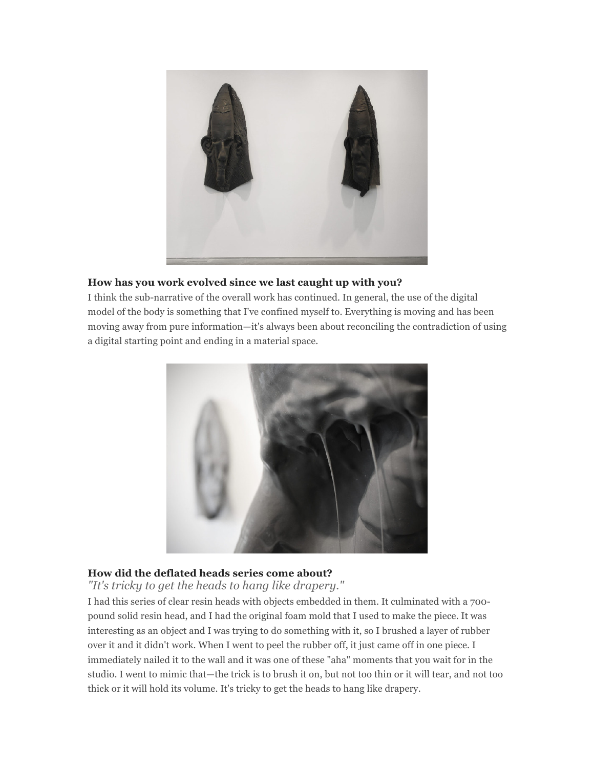**How has you work evolved since we last caught up with you?**

I think the sub-narrative of the overall work has continued. In general, the use of the digital model of the body is something that I've confined myself to. Everything is moving and has been moving away from pure information—it's always been about reconciling the contradiction of using a digital starting point and ending in a material space.

**How did the deflated heads series come about?**

*"It's tricky to get the heads to hang like drapery."*

I had this series of clear resin heads with objects embedded in them. It culminated with a 700-pound solid resin head, and I had the original foam mold that I used to make the piece. It was interesting as an object and I was trying to do something with it, so I brushed a layer of rubber over it and it didn't work. When I went to peel the rubber off, it just came off in one piece. I immediately nailed it to the wall and it was one of these "aha" moments that you wait for in the studio. I went to mimic that—the trick is to brush it on, but not too thin or it will tear, and not too thick or it will hold its volume. It's tricky to get the heads to hang like drapery.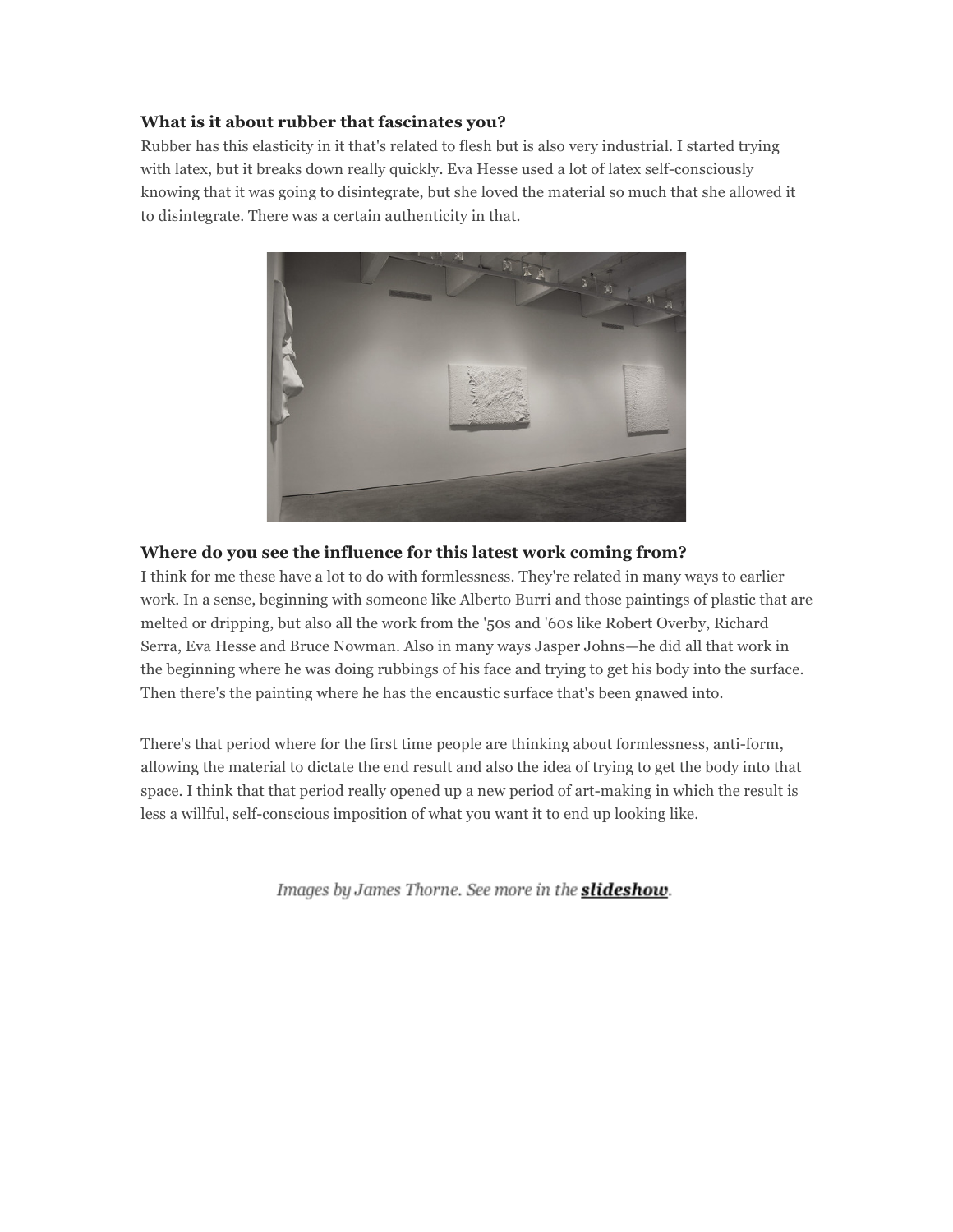**What is it about rubber that fascinates you?**

Rubber has this elasticity in it that's related to flesh but is also very industrial. I started trying with latex, but it breaks down really quickly. Eva Hesse used a lot of latex self-consciously knowing that it was going to disintegrate, but she loved the material so much that she allowed it to disintegrate. There was a certain authenticity in that.

**Where do you see the influence for this latest work coming from?**

I think for me these have a lot to do with formlessness. They're related in many ways to earlier work. In a sense, beginning with someone like Alberto Burri and those paintings of plastic that are melted or dripping, but also all the work from the '50s and '60s like Robert Overby, Richard Serra, Eva Hesse and Bruce Nowman. Also in many ways Jasper Johns—he did all that work in the beginning where he was doing rubbings of his face and trying to get his body into the surface. Then there's the painting where he has the encaustic surface that's been gnawed into.

There's that period where for the first time people are thinking about formlessness, anti-form, allowing the material to dictate the end result and also the idea of trying to get the body into that space. I think that that period really opened up a new period of art-making in which the result is less a willful, self-conscious imposition of what you want it to end up looking like.

*Images by James Thorne. See more in the* ***slideshow****.*